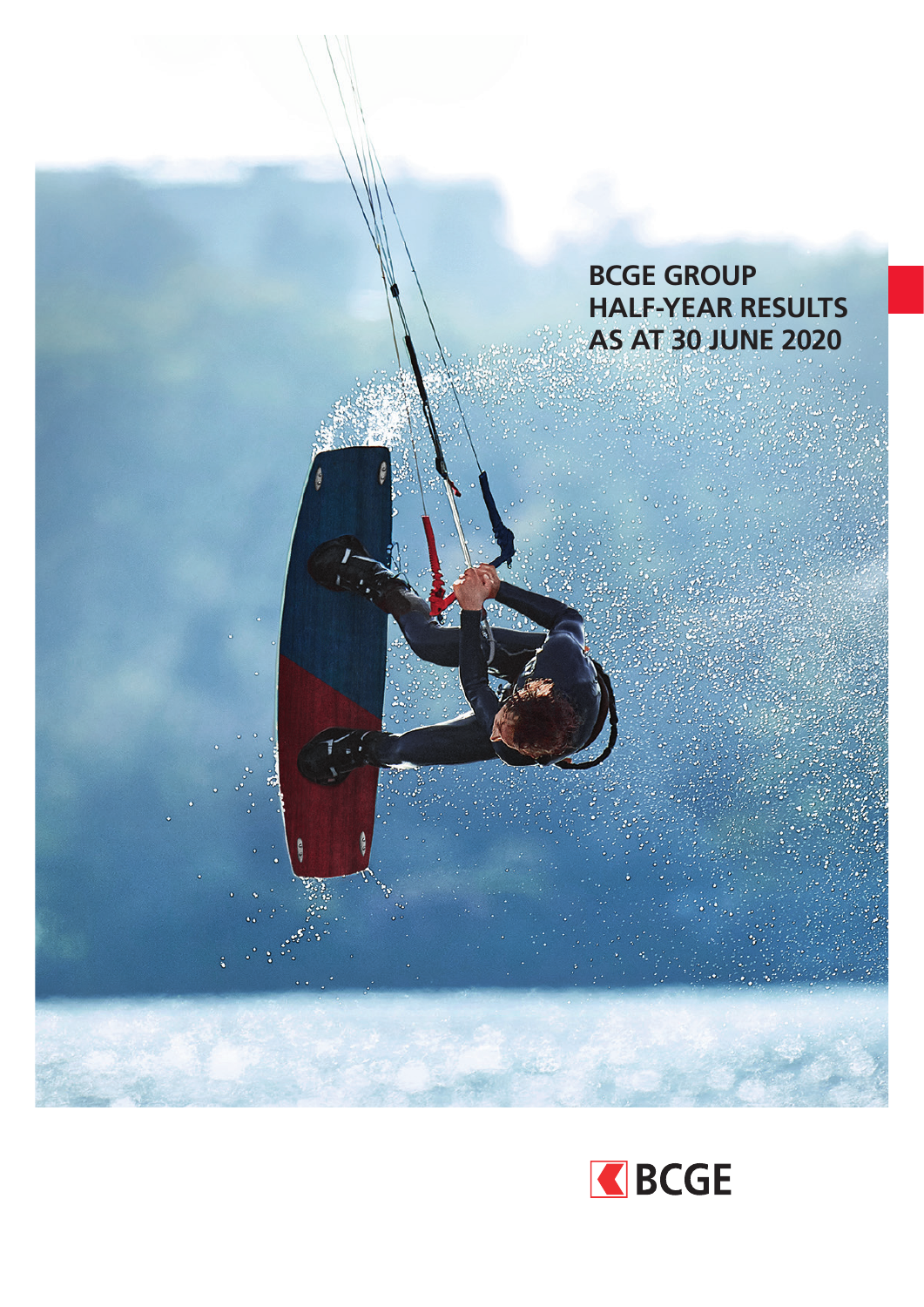# BCGE GROUP HALF-YEAR RESULTS AS AT 30 JUNE 2020

BCGE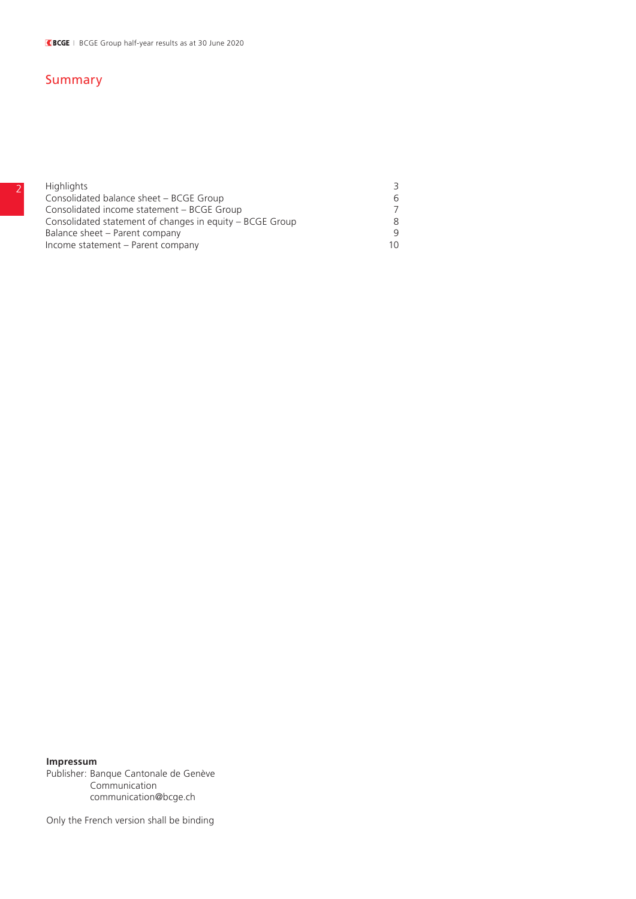## Summary

| | |
|---|---|
| Highlights | 3 |
| Consolidated balance sheet – BCGE Group | 6 |
| Consolidated income statement – BCGE Group | 7 |
| Consolidated statement of changes in equity – BCGE Group | 8 |
| Balance sheet – Parent company | 9 |
| Income statement – Parent company | 10 |

**Impressum**
Publisher: Banque Cantonale de Genève
Communication
communication@bcge.ch

Only the French version shall be binding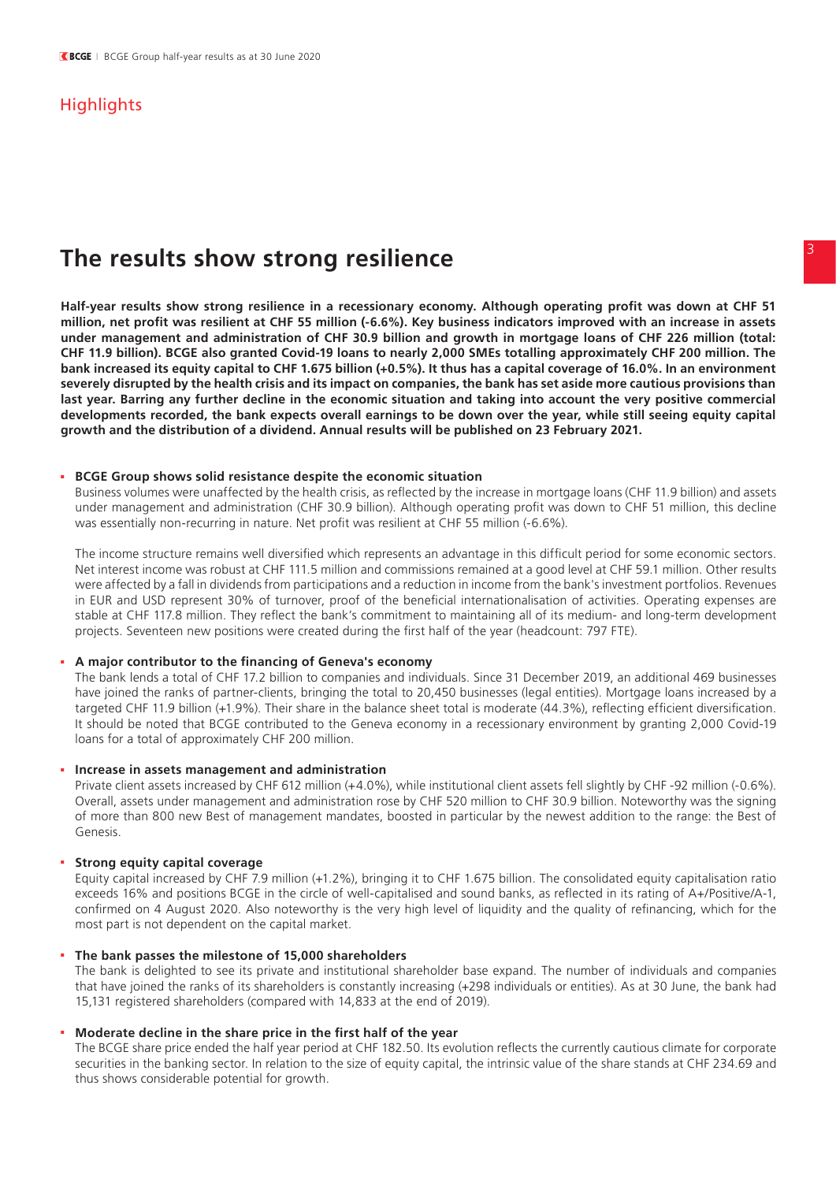## Highlights

# The results show strong resilience

**Half-year results show strong resilience in a recessionary economy. Although operating profit was down at CHF 51 million, net profit was resilient at CHF 55 million (-6.6%). Key business indicators improved with an increase in assets under management and administration of CHF 30.9 billion and growth in mortgage loans of CHF 226 million (total: CHF 11.9 billion). BCGE also granted Covid-19 loans to nearly 2,000 SMEs totalling approximately CHF 200 million. The bank increased its equity capital to CHF 1.675 billion (+0.5%). It thus has a capital coverage of 16.0%. In an environment severely disrupted by the health crisis and its impact on companies, the bank has set aside more cautious provisions than last year. Barring any further decline in the economic situation and taking into account the very positive commercial developments recorded, the bank expects overall earnings to be down over the year, while still seeing equity capital growth and the distribution of a dividend. Annual results will be published on 23 February 2021.**

- **BCGE Group shows solid resistance despite the economic situation**
  Business volumes were unaffected by the health crisis, as reflected by the increase in mortgage loans (CHF 11.9 billion) and assets under management and administration (CHF 30.9 billion). Although operating profit was down to CHF 51 million, this decline was essentially non-recurring in nature. Net profit was resilient at CHF 55 million (-6.6%).

  The income structure remains well diversified which represents an advantage in this difficult period for some economic sectors. Net interest income was robust at CHF 111.5 million and commissions remained at a good level at CHF 59.1 million. Other results were affected by a fall in dividends from participations and a reduction in income from the bank's investment portfolios. Revenues in EUR and USD represent 30% of turnover, proof of the beneficial internationalisation of activities. Operating expenses are stable at CHF 117.8 million. They reflect the bank's commitment to maintaining all of its medium- and long-term development projects. Seventeen new positions were created during the first half of the year (headcount: 797 FTE).

- **A major contributor to the financing of Geneva's economy**
  The bank lends a total of CHF 17.2 billion to companies and individuals. Since 31 December 2019, an additional 469 businesses have joined the ranks of partner-clients, bringing the total to 20,450 businesses (legal entities). Mortgage loans increased by a targeted CHF 11.9 billion (+1.9%). Their share in the balance sheet total is moderate (44.3%), reflecting efficient diversification. It should be noted that BCGE contributed to the Geneva economy in a recessionary environment by granting 2,000 Covid-19 loans for a total of approximately CHF 200 million.

- **Increase in assets management and administration**
  Private client assets increased by CHF 612 million (+4.0%), while institutional client assets fell slightly by CHF -92 million (-0.6%). Overall, assets under management and administration rose by CHF 520 million to CHF 30.9 billion. Noteworthy was the signing of more than 800 new Best of management mandates, boosted in particular by the newest addition to the range: the Best of Genesis.

- **Strong equity capital coverage**
  Equity capital increased by CHF 7.9 million (+1.2%), bringing it to CHF 1.675 billion. The consolidated equity capitalisation ratio exceeds 16% and positions BCGE in the circle of well-capitalised and sound banks, as reflected in its rating of A+/Positive/A-1, confirmed on 4 August 2020. Also noteworthy is the very high level of liquidity and the quality of refinancing, which for the most part is not dependent on the capital market.

- **The bank passes the milestone of 15,000 shareholders**
  The bank is delighted to see its private and institutional shareholder base expand. The number of individuals and companies that have joined the ranks of its shareholders is constantly increasing (+298 individuals or entities). As at 30 June, the bank had 15,131 registered shareholders (compared with 14,833 at the end of 2019).

- **Moderate decline in the share price in the first half of the year**
  The BCGE share price ended the half year period at CHF 182.50. Its evolution reflects the currently cautious climate for corporate securities in the banking sector. In relation to the size of equity capital, the intrinsic value of the share stands at CHF 234.69 and thus shows considerable potential for growth.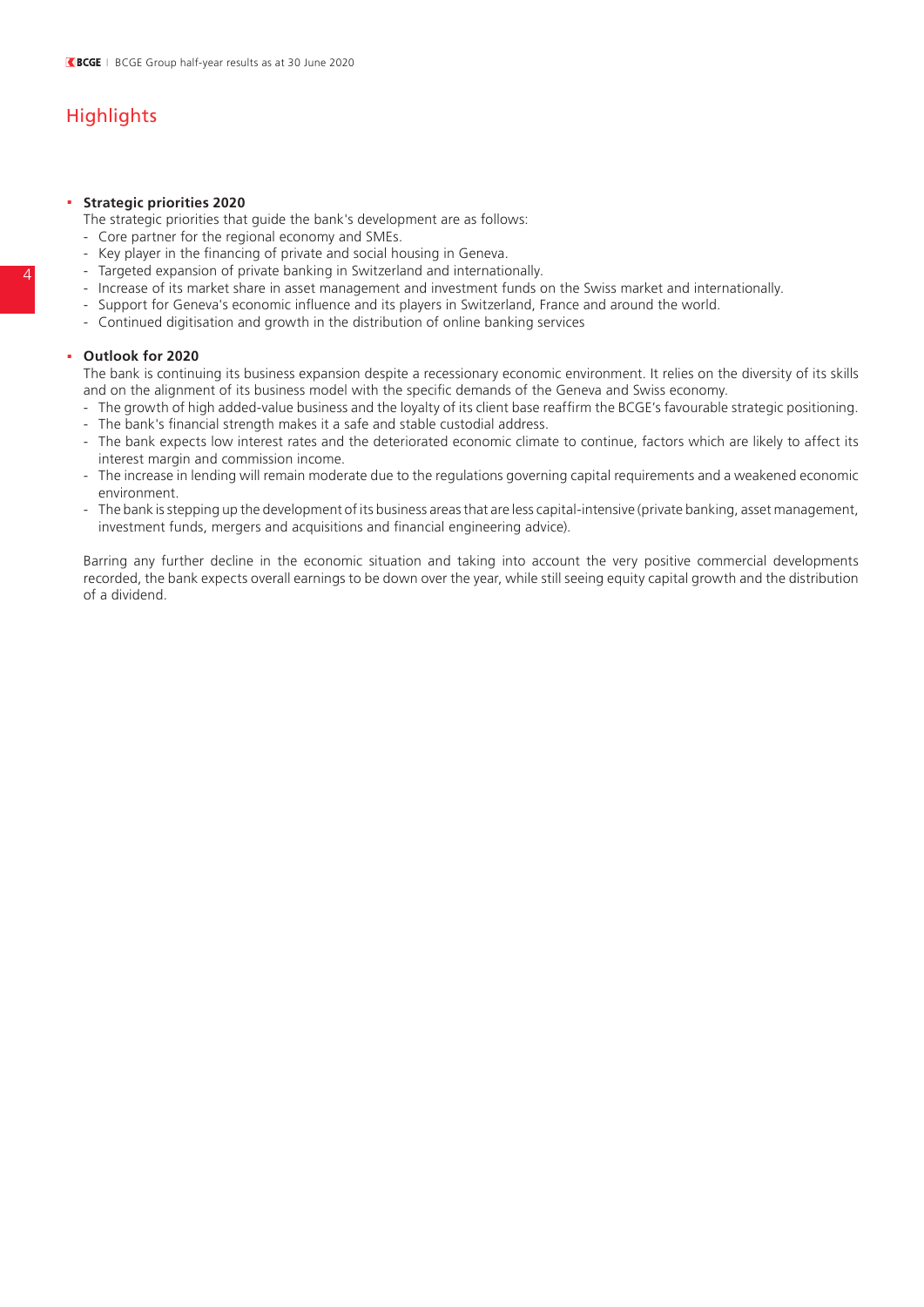# Highlights

- **Strategic priorities 2020**

  The strategic priorities that guide the bank's development are as follows:
  - Core partner for the regional economy and SMEs.
  - Key player in the financing of private and social housing in Geneva.
  - Targeted expansion of private banking in Switzerland and internationally.
  - Increase of its market share in asset management and investment funds on the Swiss market and internationally.
  - Support for Geneva's economic influence and its players in Switzerland, France and around the world.
  - Continued digitisation and growth in the distribution of online banking services

- **Outlook for 2020**

  The bank is continuing its business expansion despite a recessionary economic environment. It relies on the diversity of its skills and on the alignment of its business model with the specific demands of the Geneva and Swiss economy.
  - The growth of high added-value business and the loyalty of its client base reaffirm the BCGE's favourable strategic positioning.
  - The bank's financial strength makes it a safe and stable custodial address.
  - The bank expects low interest rates and the deteriorated economic climate to continue, factors which are likely to affect its interest margin and commission income.
  - The increase in lending will remain moderate due to the regulations governing capital requirements and a weakened economic environment.
  - The bank is stepping up the development of its business areas that are less capital-intensive (private banking, asset management, investment funds, mergers and acquisitions and financial engineering advice).

  Barring any further decline in the economic situation and taking into account the very positive commercial developments recorded, the bank expects overall earnings to be down over the year, while still seeing equity capital growth and the distribution of a dividend.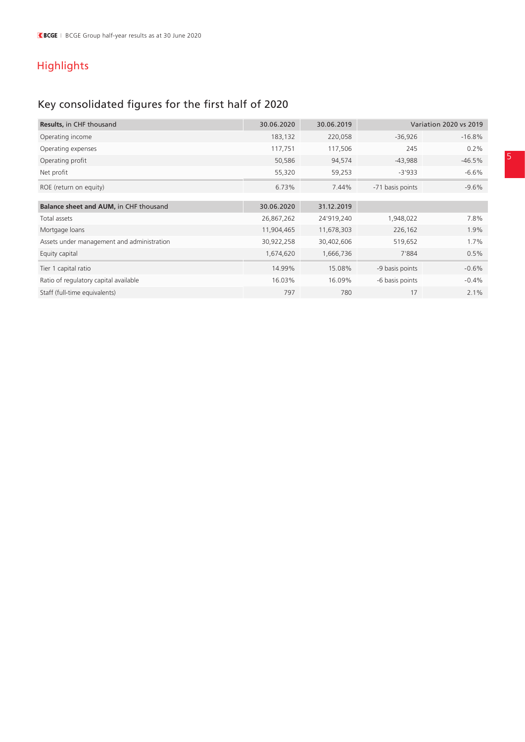## Highlights

### Key consolidated figures for the first half of 2020

| **Results,** in CHF thousand | 30.06.2020 | 30.06.2019 | Variation 2020 vs 2019 | |
|---|---|---|---|---|
| Operating income | 183,132 | 220,058 | -36,926 | -16.8% |
| Operating expenses | 117,751 | 117,506 | 245 | 0.2% |
| Operating profit | 50,586 | 94,574 | -43,988 | -46.5% |
| Net profit | 55,320 | 59,253 | -3'933 | -6.6% |
| ROE (return on equity) | 6.73% | 7.44% | -71 basis points | -9.6% |

| **Balance sheet and AUM,** in CHF thousand | 30.06.2020 | 31.12.2019 | | |
|---|---|---|---|---|
| Total assets | 26,867,262 | 24'919,240 | 1,948,022 | 7.8% |
| Mortgage loans | 11,904,465 | 11,678,303 | 226,162 | 1.9% |
| Assets under management and administration | 30,922,258 | 30,402,606 | 519,652 | 1.7% |
| Equity capital | 1,674,620 | 1,666,736 | 7'884 | 0.5% |
| Tier 1 capital ratio | 14.99% | 15.08% | -9 basis points | -0.6% |
| Ratio of regulatory capital available | 16.03% | 16.09% | -6 basis points | -0.4% |
| Staff (full-time equivalents) | 797 | 780 | 17 | 2.1% |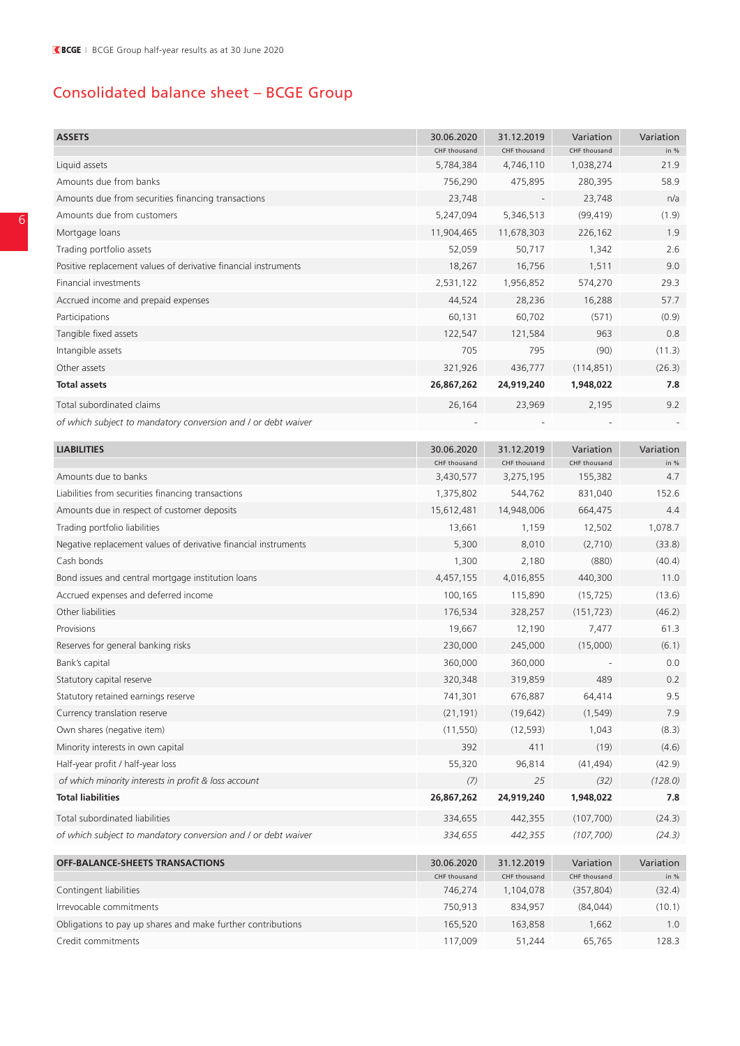# Consolidated balance sheet – BCGE Group

| ASSETS | 30.06.2020 | 31.12.2019 | Variation | Variation |
|---|---|---|---|---|
| | CHF thousand | CHF thousand | CHF thousand | in % |
| Liquid assets | 5,784,384 | 4,746,110 | 1,038,274 | 21.9 |
| Amounts due from banks | 756,290 | 475,895 | 280,395 | 58.9 |
| Amounts due from securities financing transactions | 23,748 | - | 23,748 | n/a |
| Amounts due from customers | 5,247,094 | 5,346,513 | (99,419) | (1.9) |
| Mortgage loans | 11,904,465 | 11,678,303 | 226,162 | 1.9 |
| Trading portfolio assets | 52,059 | 50,717 | 1,342 | 2.6 |
| Positive replacement values of derivative financial instruments | 18,267 | 16,756 | 1,511 | 9.0 |
| Financial investments | 2,531,122 | 1,956,852 | 574,270 | 29.3 |
| Accrued income and prepaid expenses | 44,524 | 28,236 | 16,288 | 57.7 |
| Participations | 60,131 | 60,702 | (571) | (0.9) |
| Tangible fixed assets | 122,547 | 121,584 | 963 | 0.8 |
| Intangible assets | 705 | 795 | (90) | (11.3) |
| Other assets | 321,926 | 436,777 | (114,851) | (26.3) |
| **Total assets** | **26,867,262** | **24,919,240** | **1,948,022** | **7.8** |
| Total subordinated claims | 26,164 | 23,969 | 2,195 | 9.2 |
| *of which subject to mandatory conversion and / or debt waiver* | - | - | - | - |

| LIABILITIES | 30.06.2020 | 31.12.2019 | Variation | Variation |
|---|---|---|---|---|
| | CHF thousand | CHF thousand | CHF thousand | in % |
| Amounts due to banks | 3,430,577 | 3,275,195 | 155,382 | 4.7 |
| Liabilities from securities financing transactions | 1,375,802 | 544,762 | 831,040 | 152.6 |
| Amounts due in respect of customer deposits | 15,612,481 | 14,948,006 | 664,475 | 4.4 |
| Trading portfolio liabilities | 13,661 | 1,159 | 12,502 | 1,078.7 |
| Negative replacement values of derivative financial instruments | 5,300 | 8,010 | (2,710) | (33.8) |
| Cash bonds | 1,300 | 2,180 | (880) | (40.4) |
| Bond issues and central mortgage institution loans | 4,457,155 | 4,016,855 | 440,300 | 11.0 |
| Accrued expenses and deferred income | 100,165 | 115,890 | (15,725) | (13.6) |
| Other liabilities | 176,534 | 328,257 | (151,723) | (46.2) |
| Provisions | 19,667 | 12,190 | 7,477 | 61.3 |
| Reserves for general banking risks | 230,000 | 245,000 | (15,000) | (6.1) |
| Bank's capital | 360,000 | 360,000 | - | 0.0 |
| Statutory capital reserve | 320,348 | 319,859 | 489 | 0.2 |
| Statutory retained earnings reserve | 741,301 | 676,887 | 64,414 | 9.5 |
| Currency translation reserve | (21,191) | (19,642) | (1,549) | 7.9 |
| Own shares (negative item) | (11,550) | (12,593) | 1,043 | (8.3) |
| Minority interests in own capital | 392 | 411 | (19) | (4.6) |
| Half-year profit / half-year loss | 55,320 | 96,814 | (41,494) | (42.9) |
| *of which minority interests in profit & loss account* | *(7)* | *25* | *(32)* | *(128.0)* |
| **Total liabilities** | **26,867,262** | **24,919,240** | **1,948,022** | **7.8** |
| Total subordinated liabilities | 334,655 | 442,355 | (107,700) | (24.3) |
| *of which subject to mandatory conversion and / or debt waiver* | *334,655* | *442,355* | *(107,700)* | *(24.3)* |

| OFF-BALANCE-SHEETS TRANSACTIONS | 30.06.2020 | 31.12.2019 | Variation | Variation |
|---|---|---|---|---|
| | CHF thousand | CHF thousand | CHF thousand | in % |
| Contingent liabilities | 746,274 | 1,104,078 | (357,804) | (32.4) |
| Irrevocable commitments | 750,913 | 834,957 | (84,044) | (10.1) |
| Obligations to pay up shares and make further contributions | 165,520 | 163,858 | 1,662 | 1.0 |
| Credit commitments | 117,009 | 51,244 | 65,765 | 128.3 |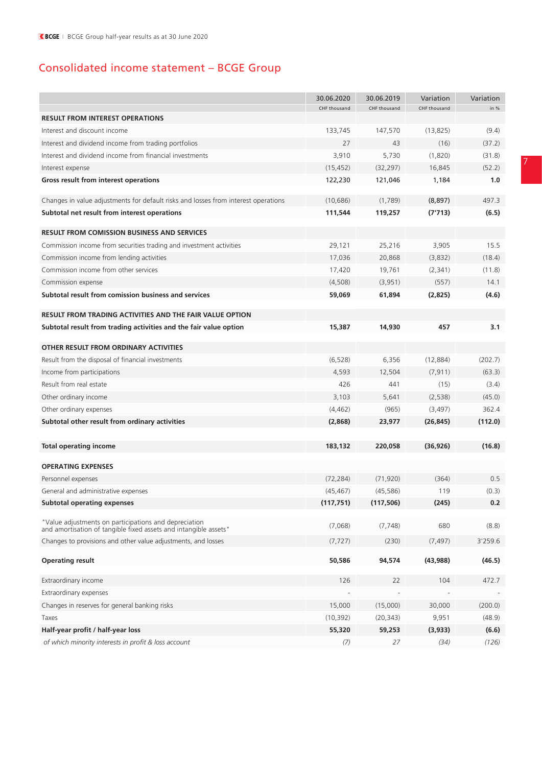# Consolidated income statement – BCGE Group

| | 30.06.2020 CHF thousand | 30.06.2019 CHF thousand | Variation CHF thousand | Variation in % |
|---|---|---|---|---|
| **RESULT FROM INTEREST OPERATIONS** | | | | |
| Interest and discount income | 133,745 | 147,570 | (13,825) | (9.4) |
| Interest and dividend income from trading portfolios | 27 | 43 | (16) | (37.2) |
| Interest and dividend income from financial investments | 3,910 | 5,730 | (1,820) | (31.8) |
| Interest expense | (15,452) | (32,297) | 16,845 | (52.2) |
| **Gross result from interest operations** | **122,230** | **121,046** | **1,184** | **1.0** |
| Changes in value adjustments for default risks and losses from interest operations | (10,686) | (1,789) | **(8,897)** | 497.3 |
| **Subtotal net result from interest operations** | **111,544** | **119,257** | **(7'713)** | **(6.5)** |
| **RESULT FROM COMISSION BUSINESS AND SERVICES** | | | | |
| Commission income from securities trading and investment activities | 29,121 | 25,216 | 3,905 | 15.5 |
| Commission income from lending activities | 17,036 | 20,868 | (3,832) | (18.4) |
| Commission income from other services | 17,420 | 19,761 | (2,341) | (11.8) |
| Commission expense | (4,508) | (3,951) | (557) | 14.1 |
| **Subtotal result from comission business and services** | **59,069** | **61,894** | **(2,825)** | **(4.6)** |
| **RESULT FROM TRADING ACTIVITIES AND THE FAIR VALUE OPTION** | | | | |
| **Subtotal result from trading activities and the fair value option** | **15,387** | **14,930** | **457** | **3.1** |
| **OTHER RESULT FROM ORDINARY ACTIVITIES** | | | | |
| Result from the disposal of financial investments | (6,528) | 6,356 | (12,884) | (202.7) |
| Income from participations | 4,593 | 12,504 | (7,911) | (63.3) |
| Result from real estate | 426 | 441 | (15) | (3.4) |
| Other ordinary income | 3,103 | 5,641 | (2,538) | (45.0) |
| Other ordinary expenses | (4,462) | (965) | (3,497) | 362.4 |
| **Subtotal other result from ordinary activities** | **(2,868)** | **23,977** | **(26,845)** | **(112.0)** |
| **Total operating income** | **183,132** | **220,058** | **(36,926)** | **(16.8)** |
| **OPERATING EXPENSES** | | | | |
| Personnel expenses | (72,284) | (71,920) | (364) | 0.5 |
| General and administrative expenses | (45,467) | (45,586) | 119 | (0.3) |
| **Subtotal operating expenses** | **(117,751)** | **(117,506)** | **(245)** | **0.2** |
| "Value adjustments on participations and depreciation and amortisation of tangible fixed assets and intangible assets" | (7,068) | (7,748) | 680 | (8.8) |
| Changes to provisions and other value adjustments, and losses | (7,727) | (230) | (7,497) | 3'259.6 |
| **Operating result** | **50,586** | **94,574** | **(43,988)** | **(46.5)** |
| Extraordinary income | 126 | 22 | 104 | 472.7 |
| Extraordinary expenses | - | - | - | - |
| Changes in reserves for general banking risks | 15,000 | (15,000) | 30,000 | (200.0) |
| Taxes | (10,392) | (20,343) | 9,951 | (48.9) |
| **Half-year profit / half-year loss** | **55,320** | **59,253** | **(3,933)** | **(6.6)** |
| *of which minority interests in profit & loss account* | *(7)* | *27* | *(34)* | *(126)* |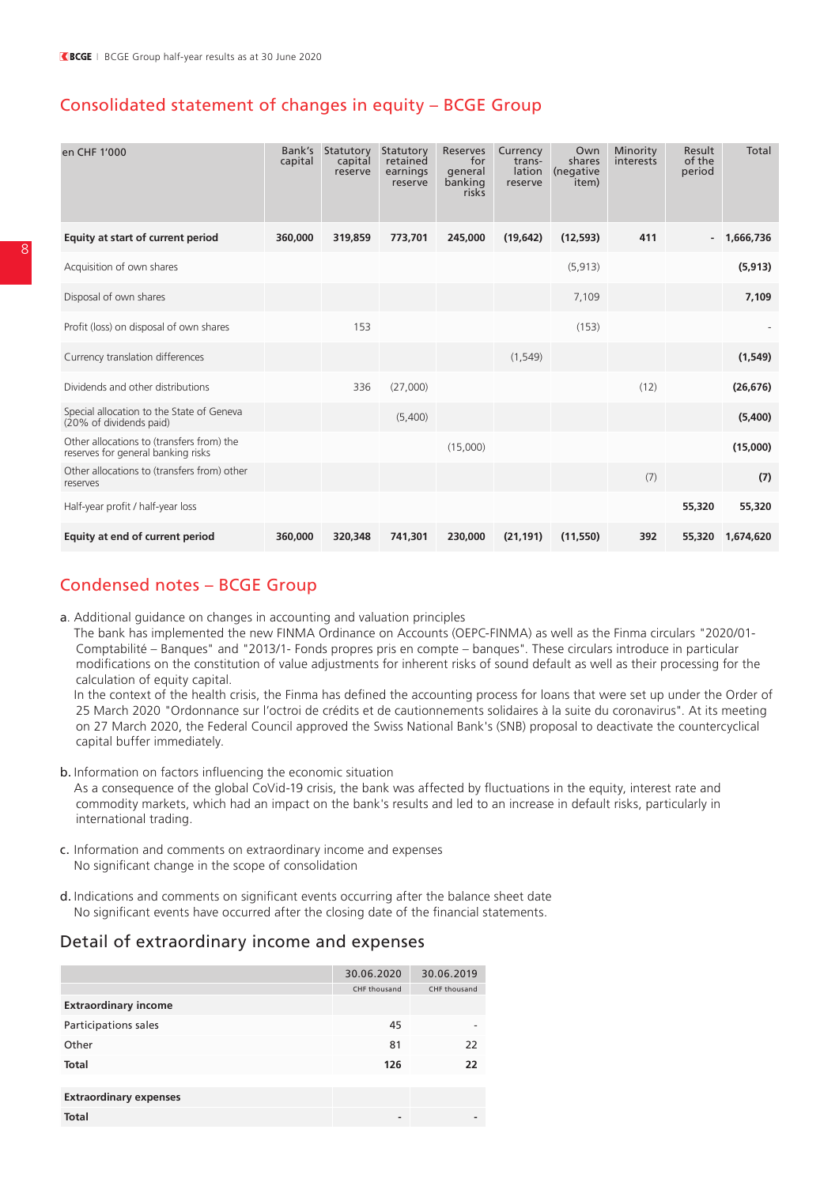## Consolidated statement of changes in equity – BCGE Group

| en CHF 1'000 | Bank's capital | Statutory capital reserve | Statutory retained earnings reserve | Reserves for general banking risks | Currency trans-lation reserve | Own shares (negative item) | Minority interests | Result of the period | Total |
|---|---|---|---|---|---|---|---|---|---|
| **Equity at start of current period** | **360,000** | **319,859** | **773,701** | **245,000** | **(19,642)** | **(12,593)** | **411** | **-** | **1,666,736** |
| Acquisition of own shares | | | | | | (5,913) | | | **(5,913)** |
| Disposal of own shares | | | | | | 7,109 | | | **7,109** |
| Profit (loss) on disposal of own shares | | 153 | | | | (153) | | | - |
| Currency translation differences | | | | | (1,549) | | | | **(1,549)** |
| Dividends and other distributions | | 336 | (27,000) | | | | (12) | | **(26,676)** |
| Special allocation to the State of Geneva (20% of dividends paid) | | | (5,400) | | | | | | **(5,400)** |
| Other allocations to (transfers from) the reserves for general banking risks | | | | (15,000) | | | | | **(15,000)** |
| Other allocations to (transfers from) other reserves | | | | | | | (7) | | **(7)** |
| Half-year profit / half-year loss | | | | | | | | **55,320** | **55,320** |
| **Equity at end of current period** | **360,000** | **320,348** | **741,301** | **230,000** | **(21,191)** | **(11,550)** | **392** | **55,320** | **1,674,620** |

## Condensed notes – BCGE Group

a. Additional guidance on changes in accounting and valuation principles
The bank has implemented the new FINMA Ordinance on Accounts (OEPC-FINMA) as well as the Finma circulars "2020/01-Comptabilité – Banques" and "2013/1- Fonds propres pris en compte – banques". These circulars introduce in particular modifications on the constitution of value adjustments for inherent risks of sound default as well as their processing for the calculation of equity capital.
In the context of the health crisis, the Finma has defined the accounting process for loans that were set up under the Order of 25 March 2020 "Ordonnance sur l'octroi de crédits et de cautionnements solidaires à la suite du coronavirus". At its meeting on 27 March 2020, the Federal Council approved the Swiss National Bank's (SNB) proposal to deactivate the countercyclical capital buffer immediately.

b. Information on factors influencing the economic situation
As a consequence of the global CoVid-19 crisis, the bank was affected by fluctuations in the equity, interest rate and commodity markets, which had an impact on the bank's results and led to an increase in default risks, particularly in international trading.

c. Information and comments on extraordinary income and expenses
No significant change in the scope of consolidation

d. Indications and comments on significant events occurring after the balance sheet date
No significant events have occurred after the closing date of the financial statements.

## Detail of extraordinary income and expenses

| | 30.06.2020 | 30.06.2019 |
|---|---|---|
| | CHF thousand | CHF thousand |
| **Extraordinary income** | | |
| Participations sales | 45 | - |
| Other | 81 | 22 |
| **Total** | **126** | **22** |
| | | |
| **Extraordinary expenses** | | |
| **Total** | **-** | **-** |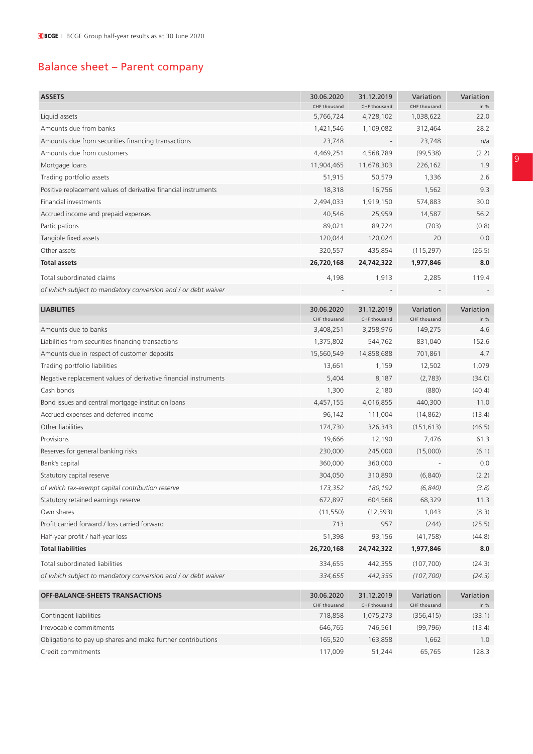## Balance sheet – Parent company

| ASSETS | 30.06.2020 | 31.12.2019 | Variation | Variation |
|---|---|---|---|---|
| | CHF thousand | CHF thousand | CHF thousand | in % |
| Liquid assets | 5,766,724 | 4,728,102 | 1,038,622 | 22.0 |
| Amounts due from banks | 1,421,546 | 1,109,082 | 312,464 | 28.2 |
| Amounts due from securities financing transactions | 23,748 | - | 23,748 | n/a |
| Amounts due from customers | 4,469,251 | 4,568,789 | (99,538) | (2.2) |
| Mortgage loans | 11,904,465 | 11,678,303 | 226,162 | 1.9 |
| Trading portfolio assets | 51,915 | 50,579 | 1,336 | 2.6 |
| Positive replacement values of derivative financial instruments | 18,318 | 16,756 | 1,562 | 9.3 |
| Financial investments | 2,494,033 | 1,919,150 | 574,883 | 30.0 |
| Accrued income and prepaid expenses | 40,546 | 25,959 | 14,587 | 56.2 |
| Participations | 89,021 | 89,724 | (703) | (0.8) |
| Tangible fixed assets | 120,044 | 120,024 | 20 | 0.0 |
| Other assets | 320,557 | 435,854 | (115,297) | (26.5) |
| **Total assets** | **26,720,168** | **24,742,322** | **1,977,846** | **8.0** |
| Total subordinated claims | 4,198 | 1,913 | 2,285 | 119.4 |
| *of which subject to mandatory conversion and / or debt waiver* | - | - | - | - |

| LIABILITIES | 30.06.2020 | 31.12.2019 | Variation | Variation |
|---|---|---|---|---|
| | CHF thousand | CHF thousand | CHF thousand | in % |
| Amounts due to banks | 3,408,251 | 3,258,976 | 149,275 | 4.6 |
| Liabilities from securities financing transactions | 1,375,802 | 544,762 | 831,040 | 152.6 |
| Amounts due in respect of customer deposits | 15,560,549 | 14,858,688 | 701,861 | 4.7 |
| Trading portfolio liabilities | 13,661 | 1,159 | 12,502 | 1,079 |
| Negative replacement values of derivative financial instruments | 5,404 | 8,187 | (2,783) | (34.0) |
| Cash bonds | 1,300 | 2,180 | (880) | (40.4) |
| Bond issues and central mortgage institution loans | 4,457,155 | 4,016,855 | 440,300 | 11.0 |
| Accrued expenses and deferred income | 96,142 | 111,004 | (14,862) | (13.4) |
| Other liabilities | 174,730 | 326,343 | (151,613) | (46.5) |
| Provisions | 19,666 | 12,190 | 7,476 | 61.3 |
| Reserves for general banking risks | 230,000 | 245,000 | (15,000) | (6.1) |
| Bank's capital | 360,000 | 360,000 | - | 0.0 |
| Statutory capital reserve | 304,050 | 310,890 | (6,840) | (2.2) |
| *of which tax-exempt capital contribution reserve* | *173,352* | *180,192* | *(6,840)* | *(3.8)* |
| Statutory retained earnings reserve | 672,897 | 604,568 | 68,329 | 11.3 |
| Own shares | (11,550) | (12,593) | 1,043 | (8.3) |
| Profit carried forward / loss carried forward | 713 | 957 | (244) | (25.5) |
| Half-year profit / half-year loss | 51,398 | 93,156 | (41,758) | (44.8) |
| **Total liabilities** | **26,720,168** | **24,742,322** | **1,977,846** | **8.0** |
| Total subordinated liabilities | 334,655 | 442,355 | (107,700) | (24.3) |
| *of which subject to mandatory conversion and / or debt waiver* | *334,655* | *442,355* | *(107,700)* | *(24.3)* |

| OFF-BALANCE-SHEETS TRANSACTIONS | 30.06.2020 | 31.12.2019 | Variation | Variation |
|---|---|---|---|---|
| | CHF thousand | CHF thousand | CHF thousand | in % |
| Contingent liabilities | 718,858 | 1,075,273 | (356,415) | (33.1) |
| Irrevocable commitments | 646,765 | 746,561 | (99,796) | (13.4) |
| Obligations to pay up shares and make further contributions | 165,520 | 163,858 | 1,662 | 1.0 |
| Credit commitments | 117,009 | 51,244 | 65,765 | 128.3 |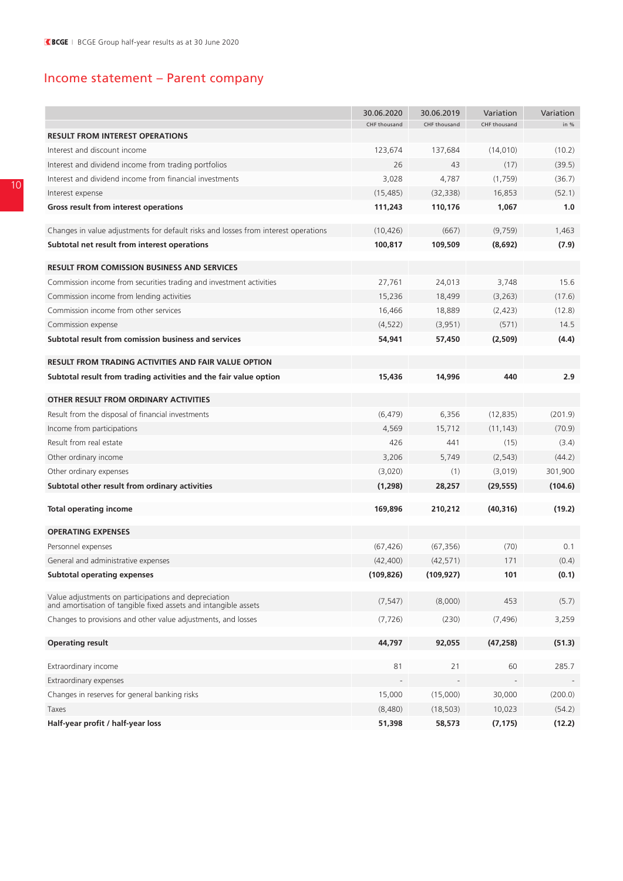## Income statement – Parent company

| | 30.06.2020<br>CHF thousand | 30.06.2019<br>CHF thousand | Variation<br>CHF thousand | Variation<br>in % |
|---|---|---|---|---|
| **RESULT FROM INTEREST OPERATIONS** | | | | |
| Interest and discount income | 123,674 | 137,684 | (14,010) | (10.2) |
| Interest and dividend income from trading portfolios | 26 | 43 | (17) | (39.5) |
| Interest and dividend income from financial investments | 3,028 | 4,787 | (1,759) | (36.7) |
| Interest expense | (15,485) | (32,338) | 16,853 | (52.1) |
| **Gross result from interest operations** | **111,243** | **110,176** | **1,067** | **1.0** |
| Changes in value adjustments for default risks and losses from interest operations | (10,426) | (667) | (9,759) | 1,463 |
| **Subtotal net result from interest operations** | **100,817** | **109,509** | **(8,692)** | **(7.9)** |
| **RESULT FROM COMISSION BUSINESS AND SERVICES** | | | | |
| Commission income from securities trading and investment activities | 27,761 | 24,013 | 3,748 | 15.6 |
| Commission income from lending activities | 15,236 | 18,499 | (3,263) | (17.6) |
| Commission income from other services | 16,466 | 18,889 | (2,423) | (12.8) |
| Commission expense | (4,522) | (3,951) | (571) | 14.5 |
| **Subtotal result from comission business and services** | **54,941** | **57,450** | **(2,509)** | **(4.4)** |
| **RESULT FROM TRADING ACTIVITIES AND FAIR VALUE OPTION** | | | | |
| **Subtotal result from trading activities and the fair value option** | **15,436** | **14,996** | **440** | **2.9** |
| **OTHER RESULT FROM ORDINARY ACTIVITIES** | | | | |
| Result from the disposal of financial investments | (6,479) | 6,356 | (12,835) | (201.9) |
| Income from participations | 4,569 | 15,712 | (11,143) | (70.9) |
| Result from real estate | 426 | 441 | (15) | (3.4) |
| Other ordinary income | 3,206 | 5,749 | (2,543) | (44.2) |
| Other ordinary expenses | (3,020) | (1) | (3,019) | 301,900 |
| **Subtotal other result from ordinary activities** | **(1,298)** | **28,257** | **(29,555)** | **(104.6)** |
| **Total operating income** | **169,896** | **210,212** | **(40,316)** | **(19.2)** |
| **OPERATING EXPENSES** | | | | |
| Personnel expenses | (67,426) | (67,356) | (70) | 0.1 |
| General and administrative expenses | (42,400) | (42,571) | 171 | (0.4) |
| **Subtotal operating expenses** | **(109,826)** | **(109,927)** | **101** | **(0.1)** |
| Value adjustments on participations and depreciation and amortisation of tangible fixed assets and intangible assets | (7,547) | (8,000) | 453 | (5.7) |
| Changes to provisions and other value adjustments, and losses | (7,726) | (230) | (7,496) | 3,259 |
| **Operating result** | **44,797** | **92,055** | **(47,258)** | **(51.3)** |
| Extraordinary income | 81 | 21 | 60 | 285.7 |
| Extraordinary expenses | - | - | - | - |
| Changes in reserves for general banking risks | 15,000 | (15,000) | 30,000 | (200.0) |
| Taxes | (8,480) | (18,503) | 10,023 | (54.2) |
| **Half-year profit / half-year loss** | **51,398** | **58,573** | **(7,175)** | **(12.2)** |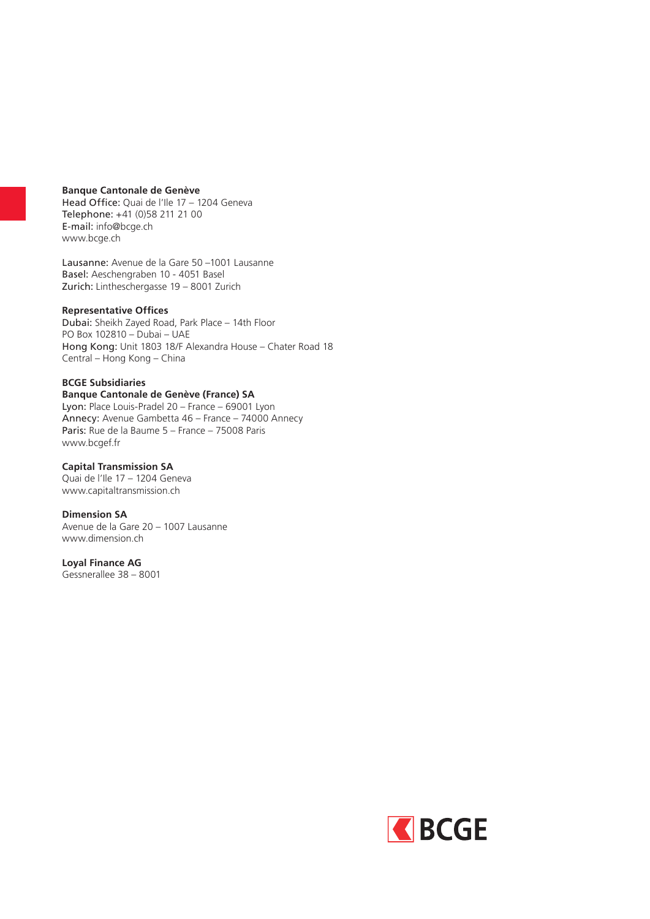**Banque Cantonale de Genève**
**Head Office:** Quai de l'Ile 17 – 1204 Geneva
**Telephone:** +41 (0)58 211 21 00
**E-mail:** info@bcge.ch
www.bcge.ch

**Lausanne:** Avenue de la Gare 50 –1001 Lausanne
**Basel:** Aeschengraben 10 - 4051 Basel
**Zurich:** Lintheschergasse 19 – 8001 Zurich

**Representative Offices**
**Dubai:** Sheikh Zayed Road, Park Place – 14th Floor
PO Box 102810 – Dubai – UAE
**Hong Kong:** Unit 1803 18/F Alexandra House – Chater Road 18
Central – Hong Kong – China

**BCGE Subsidiaries**
**Banque Cantonale de Genève (France) SA**
**Lyon:** Place Louis-Pradel 20 – France – 69001 Lyon
**Annecy:** Avenue Gambetta 46 – France – 74000 Annecy
**Paris:** Rue de la Baume 5 – France – 75008 Paris
www.bcgef.fr

**Capital Transmission SA**
Quai de l'Ile 17 – 1204 Geneva
www.capitaltransmission.ch

**Dimension SA**
Avenue de la Gare 20 – 1007 Lausanne
www.dimension.ch

**Loyal Finance AG**
Gessnerallee 38 – 8001

BCGE